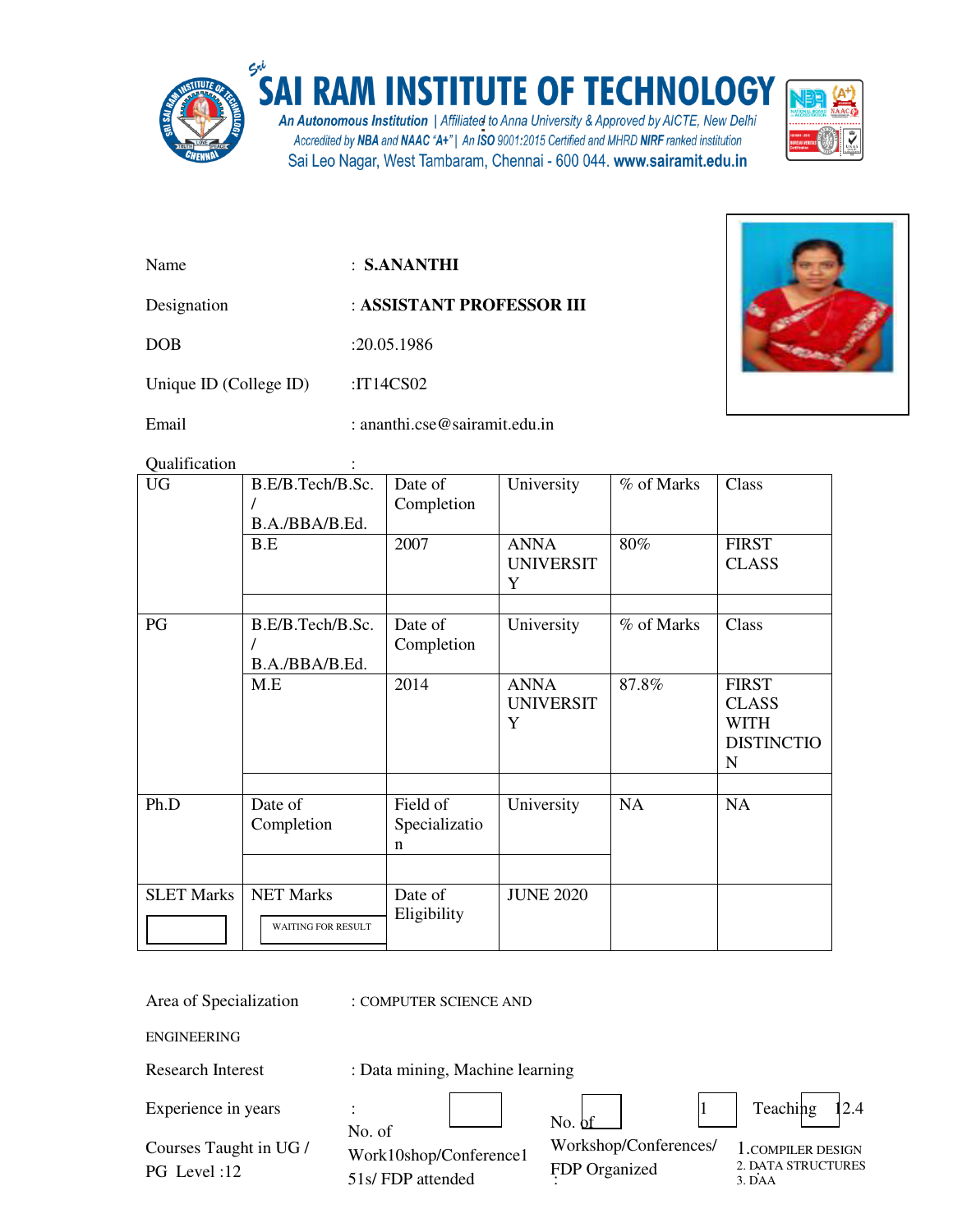# SAI RAM INSTITUTE OF TECHNOLOGY

An Autonomous Institution | Affiliated to Anna University & Approved by AICTE, New Delhi
Accredited by NBA and NAAC "A+" | An ISO 9001:2015 Certified and MHRD NIRF ranked institution
Sai Leo Nagar, West Tambaram, Chennai - 600 044. www.sairamit.edu.in

Name : **S.ANANTHI**

Designation : **ASSISTANT PROFESSOR III**

DOB :20.05.1986

Unique ID (College ID) :IT14CS02

Email : ananthi.cse@sairamit.edu.in

Qualification :

| UG | B.E/B.Tech/B.Sc. / B.A./BBA/B.Ed. | Date of Completion | University | % of Marks | Class |
|---|---|---|---|---|---|
| | B.E | 2007 | ANNA UNIVERSITY | 80% | FIRST CLASS |
| | | | | | |
| PG | B.E/B.Tech/B.Sc. / B.A./BBA/B.Ed. | Date of Completion | University | % of Marks | Class |
| | M.E | 2014 | ANNA UNIVERSITY | 87.8% | FIRST CLASS WITH DISTINCTION |
| | | | | | |
| Ph.D | Date of Completion | Field of Specialization | University | NA | NA |
| | | | | | |
| SLET Marks | NET Marks WAITING FOR RESULT | Date of Eligibility | JUNE 2020 | | |

Area of Specialization : COMPUTER SCIENCE AND ENGINEERING

Research Interest : Data mining, Machine learning

Experience in years : Teaching 12.4

No. of Work10shop/Conference151s/ FDP attended :

No. of Workshop/Conferences/ FDP Organized : 1

Courses Taught in UG / PG Level :12

1. COMPILER DESIGN
2. DATA STRUCTURES
3. DAA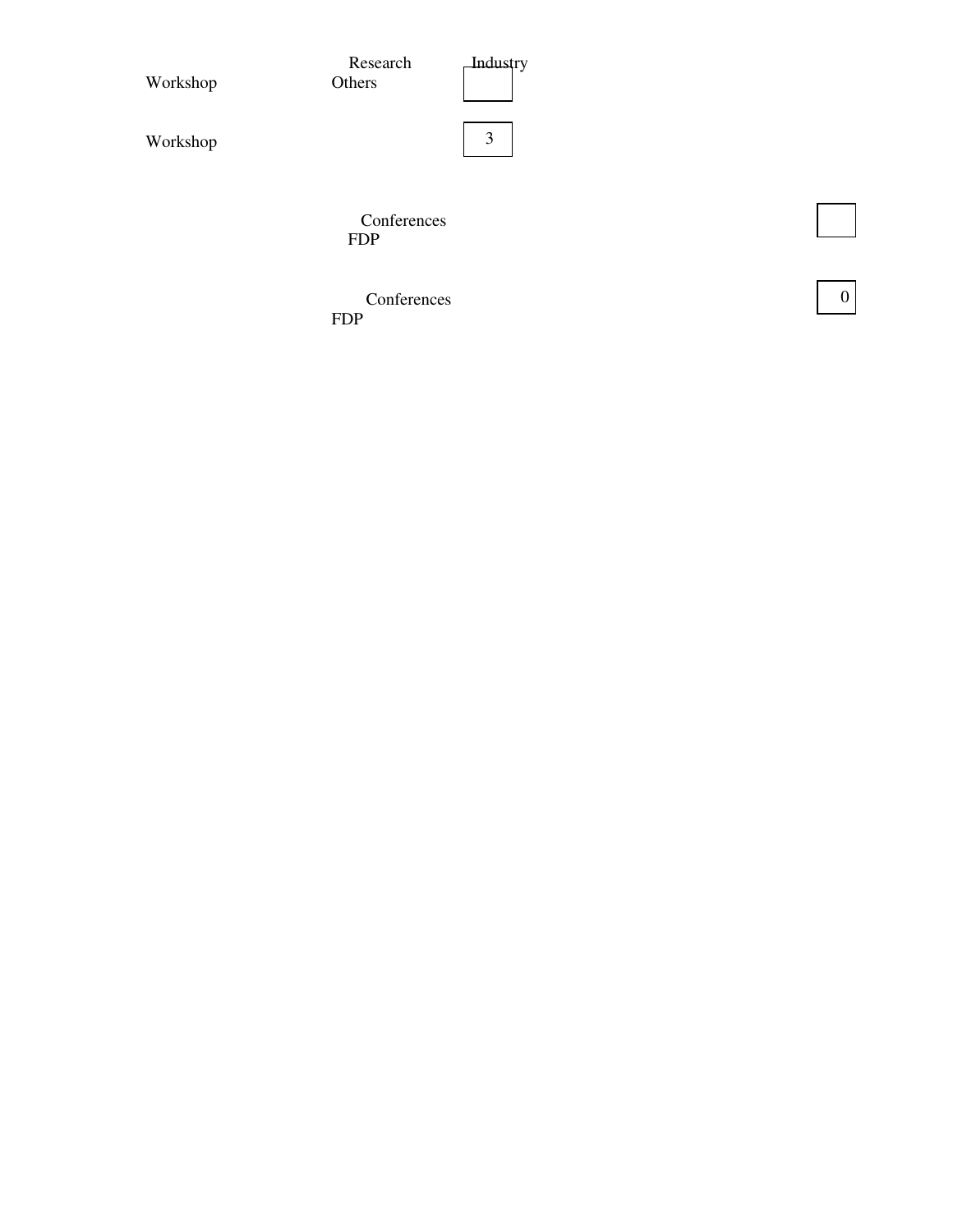Research Industry
Workshop Others

Workshop 3

Conferences
FDP

Conferences
FDP 0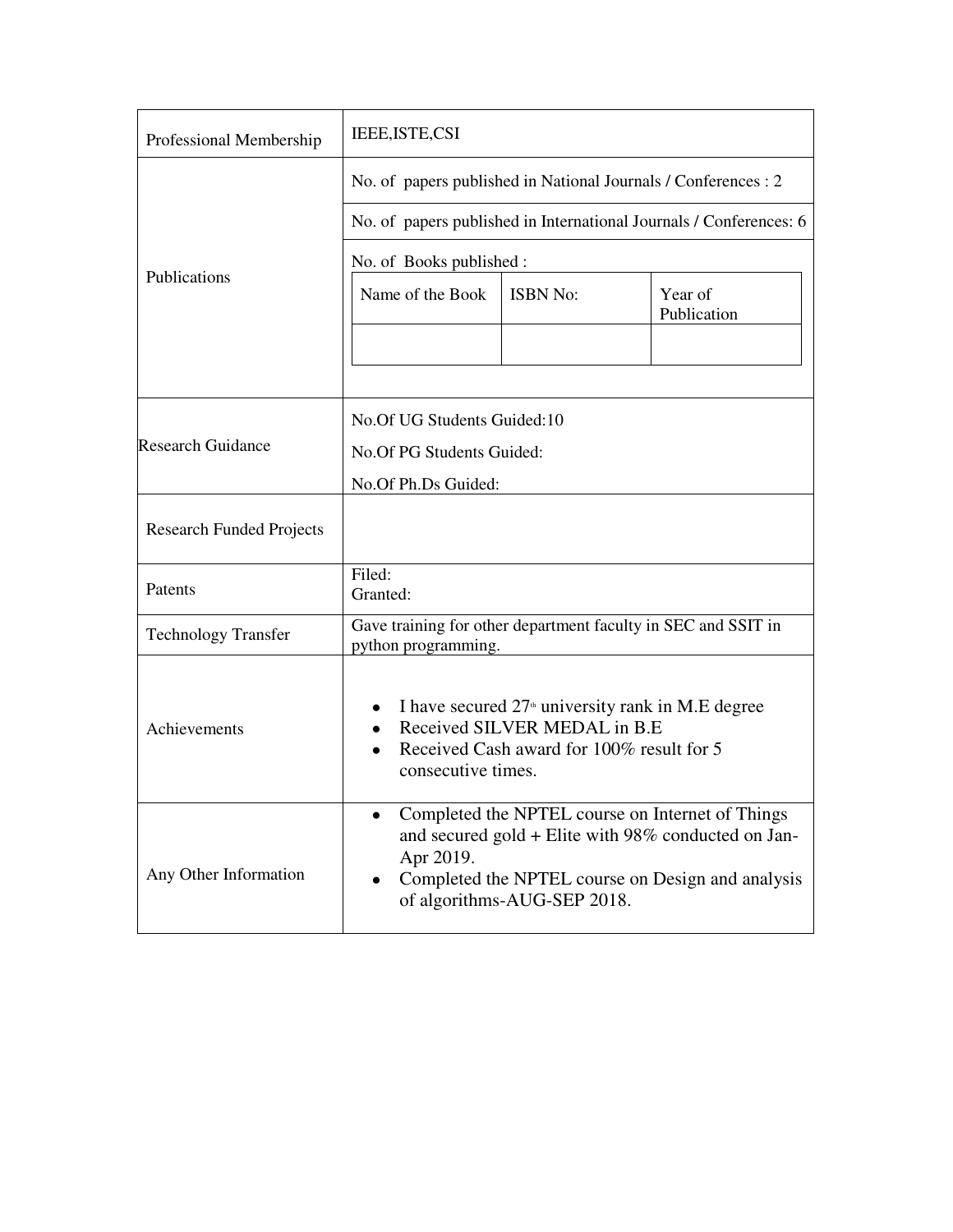| | |
|---|---|
| Professional Membership | IEEE,ISTE,CSI |
| Publications | No. of papers published in National Journals / Conferences : 2<br>No. of papers published in International Journals / Conferences: 6<br>No. of Books published : |
| Research Guidance | No.Of UG Students Guided:10<br>No.Of PG Students Guided:<br>No.Of Ph.Ds Guided: |
| Research Funded Projects | |
| Patents | Filed:<br>Granted: |
| Technology Transfer | Gave training for other department faculty in SEC and SSIT in python programming. |
| Achievements | • I have secured 27th university rank in M.E degree<br>• Received SILVER MEDAL in B.E<br>• Received Cash award for 100% result for 5 consecutive times. |
| Any Other Information | • Completed the NPTEL course on Internet of Things and secured gold + Elite with 98% conducted on Jan-Apr 2019.<br>• Completed the NPTEL course on Design and analysis of algorithms-AUG-SEP 2018. |

| Name of the Book | ISBN No: | Year of Publication |
|---|---|---|
| | | |